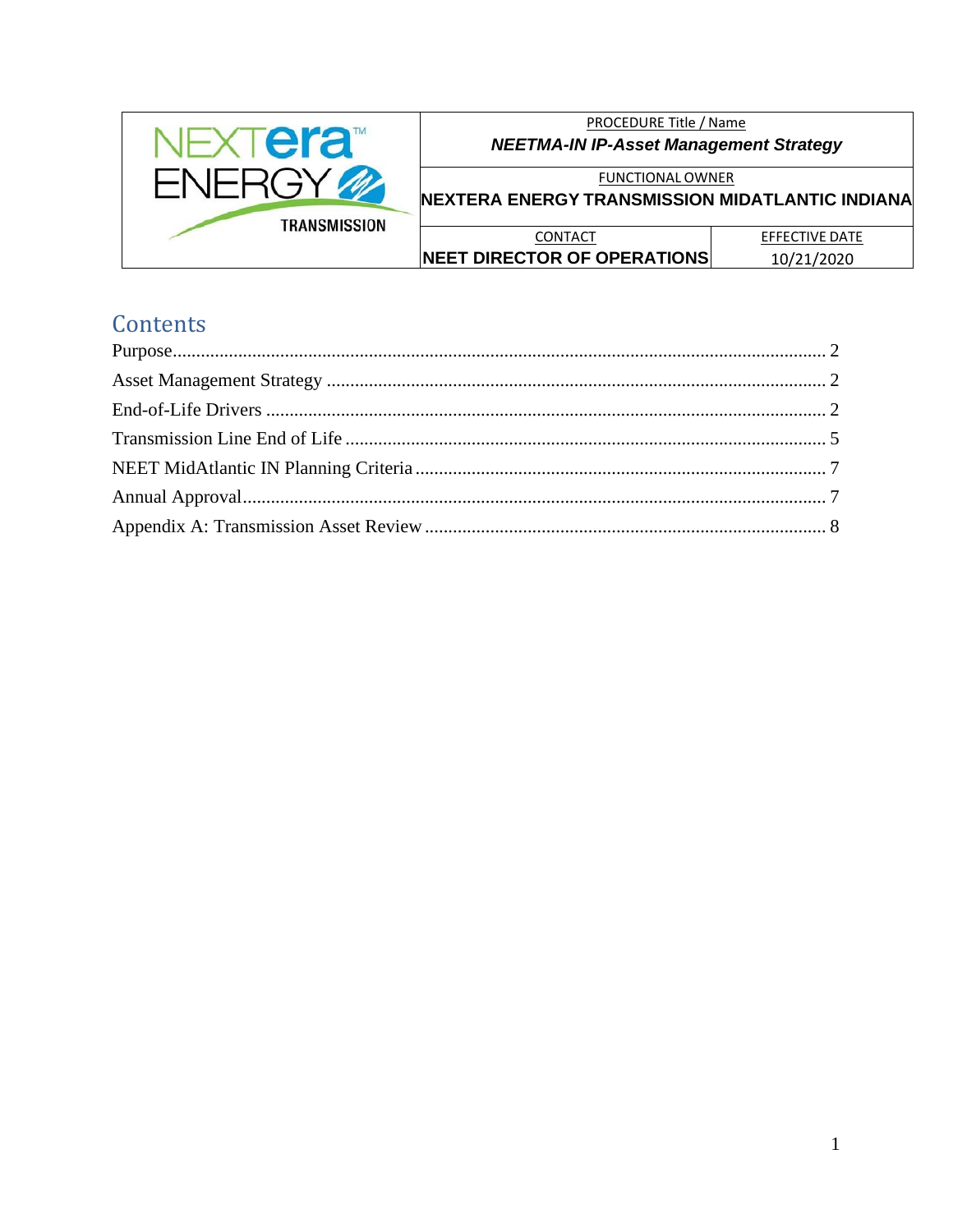| | PROCEDURE Title / Name<br>***NEETMA-IN IP-Asset Management Strategy*** | |
|---|---|---|
| NEXTera ENERGY TRANSMISSION | FUNCTIONAL OWNER<br>**NEXTERA ENERGY TRANSMISSION MIDATLANTIC INDIANA** | |
| | CONTACT<br>**NEET DIRECTOR OF OPERATIONS** | EFFECTIVE DATE<br>10/21/2020 |

# Contents

Purpose .......... 2
Asset Management Strategy .......... 2
End-of-Life Drivers .......... 2
Transmission Line End of Life .......... 5
NEET MidAtlantic IN Planning Criteria .......... 7
Annual Approval .......... 7
Appendix A: Transmission Asset Review .......... 8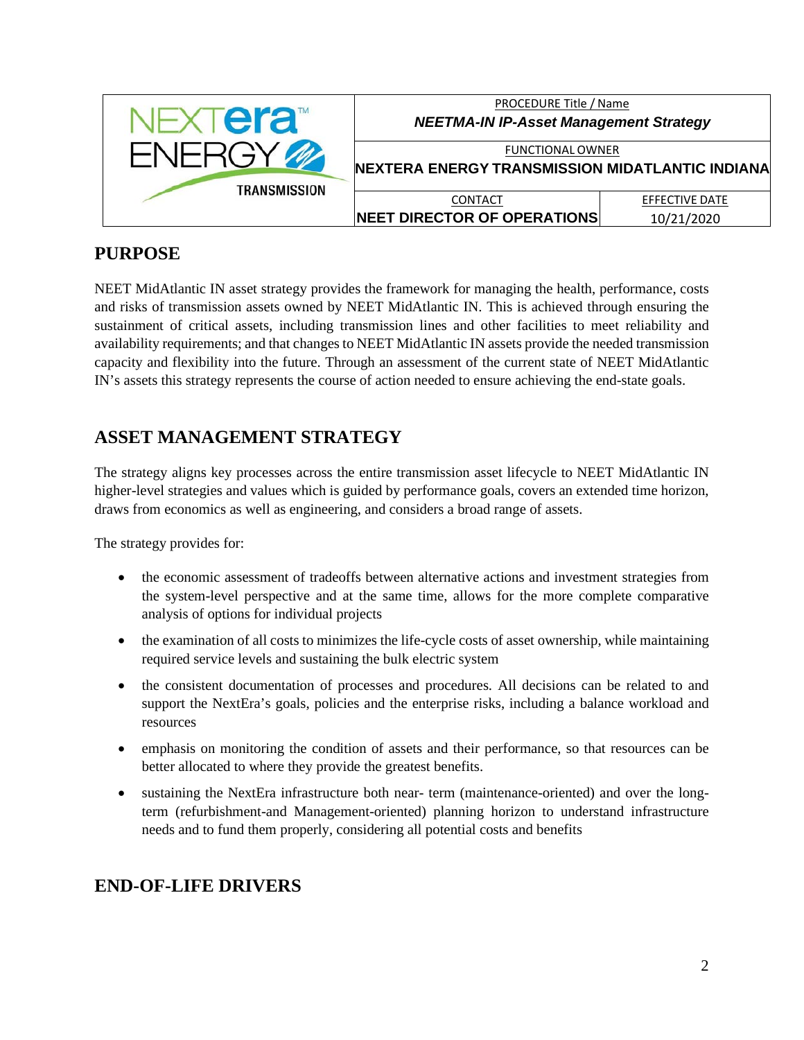## PURPOSE

NEET MidAtlantic IN asset strategy provides the framework for managing the health, performance, costs and risks of transmission assets owned by NEET MidAtlantic IN. This is achieved through ensuring the sustainment of critical assets, including transmission lines and other facilities to meet reliability and availability requirements; and that changes to NEET MidAtlantic IN assets provide the needed transmission capacity and flexibility into the future. Through an assessment of the current state of NEET MidAtlantic IN's assets this strategy represents the course of action needed to ensure achieving the end-state goals.

## ASSET MANAGEMENT STRATEGY

The strategy aligns key processes across the entire transmission asset lifecycle to NEET MidAtlantic IN higher-level strategies and values which is guided by performance goals, covers an extended time horizon, draws from economics as well as engineering, and considers a broad range of assets.

The strategy provides for:

- the economic assessment of tradeoffs between alternative actions and investment strategies from the system-level perspective and at the same time, allows for the more complete comparative analysis of options for individual projects
- the examination of all costs to minimizes the life-cycle costs of asset ownership, while maintaining required service levels and sustaining the bulk electric system
- the consistent documentation of processes and procedures. All decisions can be related to and support the NextEra's goals, policies and the enterprise risks, including a balance workload and resources
- emphasis on monitoring the condition of assets and their performance, so that resources can be better allocated to where they provide the greatest benefits.
- sustaining the NextEra infrastructure both near- term (maintenance-oriented) and over the long-term (refurbishment-and Management-oriented) planning horizon to understand infrastructure needs and to fund them properly, considering all potential costs and benefits

## END-OF-LIFE DRIVERS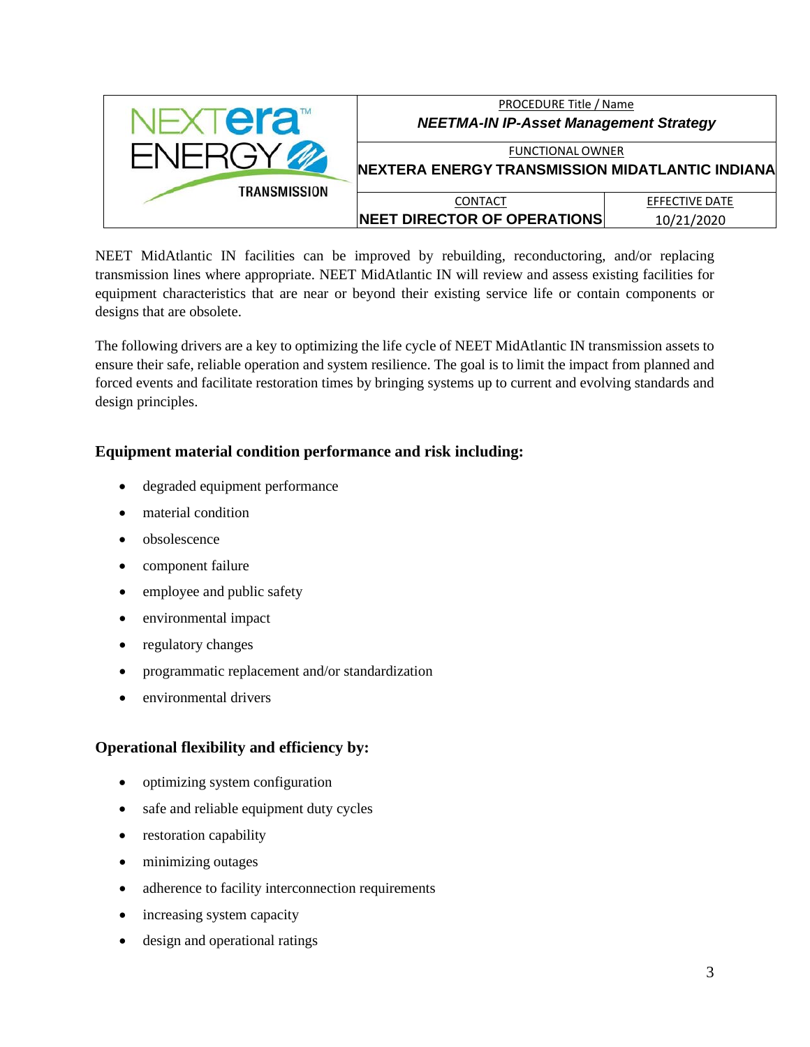NEET MidAtlantic IN facilities can be improved by rebuilding, reconductoring, and/or replacing transmission lines where appropriate. NEET MidAtlantic IN will review and assess existing facilities for equipment characteristics that are near or beyond their existing service life or contain components or designs that are obsolete.

The following drivers are a key to optimizing the life cycle of NEET MidAtlantic IN transmission assets to ensure their safe, reliable operation and system resilience. The goal is to limit the impact from planned and forced events and facilitate restoration times by bringing systems up to current and evolving standards and design principles.

### Equipment material condition performance and risk including:

- degraded equipment performance
- material condition
- obsolescence
- component failure
- employee and public safety
- environmental impact
- regulatory changes
- programmatic replacement and/or standardization
- environmental drivers

### Operational flexibility and efficiency by:

- optimizing system configuration
- safe and reliable equipment duty cycles
- restoration capability
- minimizing outages
- adherence to facility interconnection requirements
- increasing system capacity
- design and operational ratings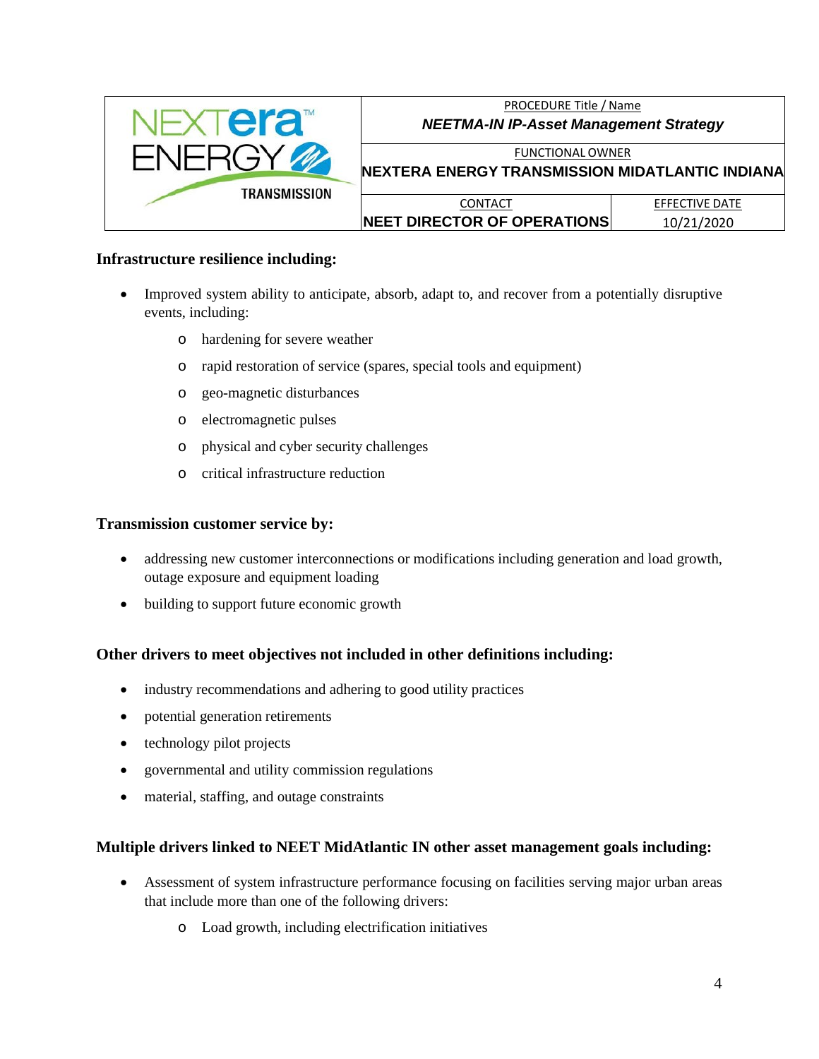**Infrastructure resilience including:**

- Improved system ability to anticipate, absorb, adapt to, and recover from a potentially disruptive events, including:
  - hardening for severe weather
  - rapid restoration of service (spares, special tools and equipment)
  - geo-magnetic disturbances
  - electromagnetic pulses
  - physical and cyber security challenges
  - critical infrastructure reduction

**Transmission customer service by:**

- addressing new customer interconnections or modifications including generation and load growth, outage exposure and equipment loading
- building to support future economic growth

**Other drivers to meet objectives not included in other definitions including:**

- industry recommendations and adhering to good utility practices
- potential generation retirements
- technology pilot projects
- governmental and utility commission regulations
- material, staffing, and outage constraints

**Multiple drivers linked to NEET MidAtlantic IN other asset management goals including:**

- Assessment of system infrastructure performance focusing on facilities serving major urban areas that include more than one of the following drivers:
  - Load growth, including electrification initiatives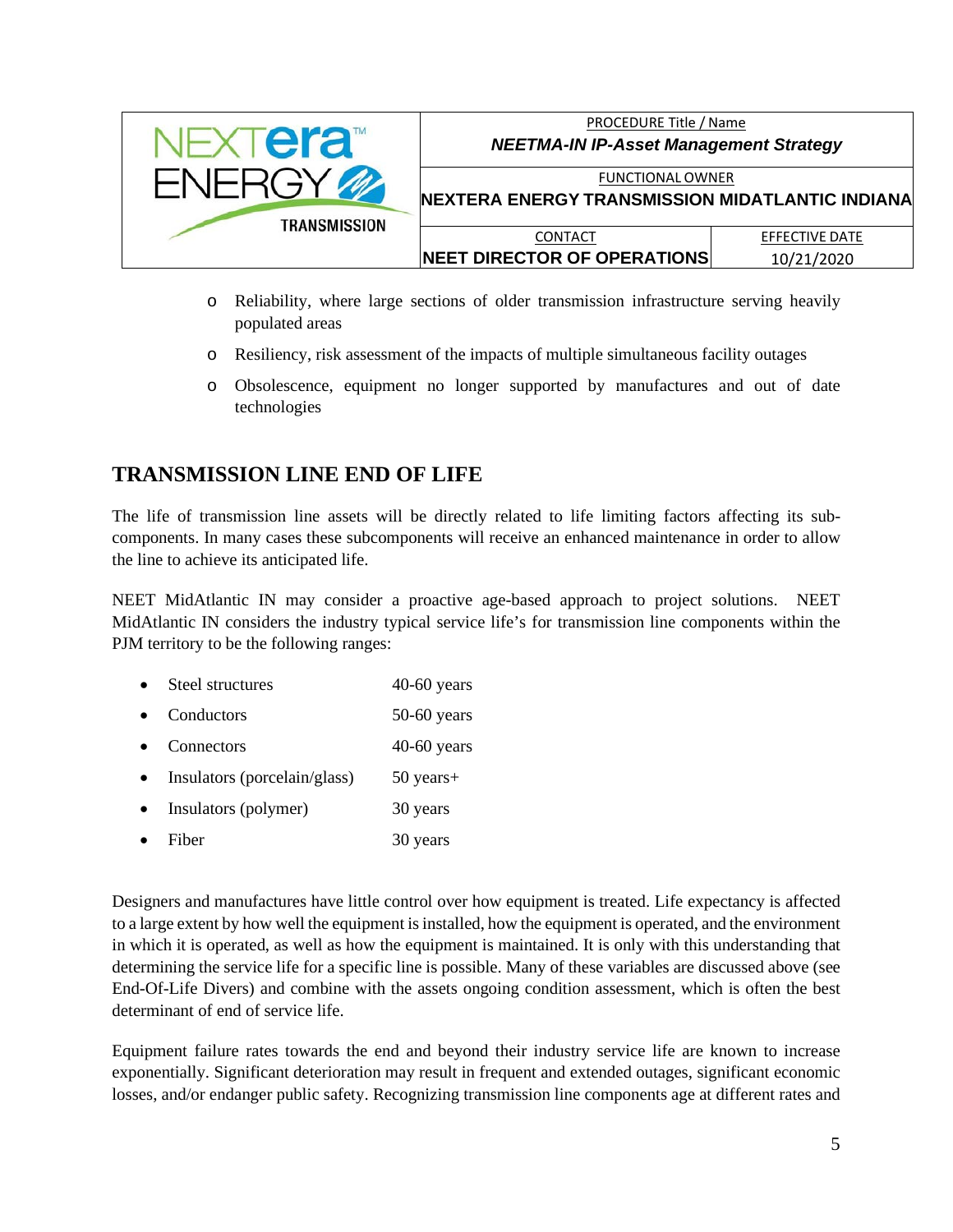- Reliability, where large sections of older transmission infrastructure serving heavily populated areas
- Resiliency, risk assessment of the impacts of multiple simultaneous facility outages
- Obsolescence, equipment no longer supported by manufactures and out of date technologies

## TRANSMISSION LINE END OF LIFE

The life of transmission line assets will be directly related to life limiting factors affecting its sub-components. In many cases these subcomponents will receive an enhanced maintenance in order to allow the line to achieve its anticipated life.

NEET MidAtlantic IN may consider a proactive age-based approach to project solutions. NEET MidAtlantic IN considers the industry typical service life's for transmission line components within the PJM territory to be the following ranges:

| Component | Service Life |
| --- | --- |
| Steel structures | 40-60 years |
| Conductors | 50-60 years |
| Connectors | 40-60 years |
| Insulators (porcelain/glass) | 50 years+ |
| Insulators (polymer) | 30 years |
| Fiber | 30 years |

Designers and manufactures have little control over how equipment is treated. Life expectancy is affected to a large extent by how well the equipment is installed, how the equipment is operated, and the environment in which it is operated, as well as how the equipment is maintained. It is only with this understanding that determining the service life for a specific line is possible. Many of these variables are discussed above (see End-Of-Life Divers) and combine with the assets ongoing condition assessment, which is often the best determinant of end of service life.

Equipment failure rates towards the end and beyond their industry service life are known to increase exponentially. Significant deterioration may result in frequent and extended outages, significant economic losses, and/or endanger public safety. Recognizing transmission line components age at different rates and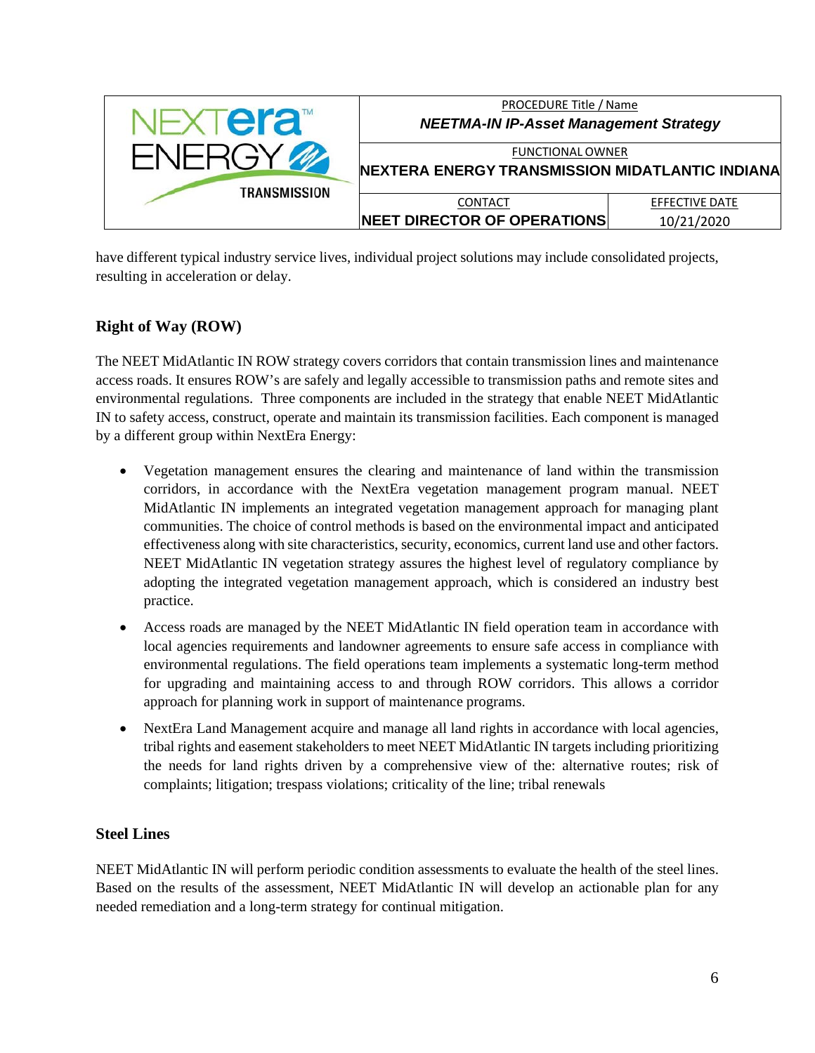have different typical industry service lives, individual project solutions may include consolidated projects, resulting in acceleration or delay.

## Right of Way (ROW)

The NEET MidAtlantic IN ROW strategy covers corridors that contain transmission lines and maintenance access roads. It ensures ROW's are safely and legally accessible to transmission paths and remote sites and environmental regulations. Three components are included in the strategy that enable NEET MidAtlantic IN to safety access, construct, operate and maintain its transmission facilities. Each component is managed by a different group within NextEra Energy:

- Vegetation management ensures the clearing and maintenance of land within the transmission corridors, in accordance with the NextEra vegetation management program manual. NEET MidAtlantic IN implements an integrated vegetation management approach for managing plant communities. The choice of control methods is based on the environmental impact and anticipated effectiveness along with site characteristics, security, economics, current land use and other factors. NEET MidAtlantic IN vegetation strategy assures the highest level of regulatory compliance by adopting the integrated vegetation management approach, which is considered an industry best practice.
- Access roads are managed by the NEET MidAtlantic IN field operation team in accordance with local agencies requirements and landowner agreements to ensure safe access in compliance with environmental regulations. The field operations team implements a systematic long-term method for upgrading and maintaining access to and through ROW corridors. This allows a corridor approach for planning work in support of maintenance programs.
- NextEra Land Management acquire and manage all land rights in accordance with local agencies, tribal rights and easement stakeholders to meet NEET MidAtlantic IN targets including prioritizing the needs for land rights driven by a comprehensive view of the: alternative routes; risk of complaints; litigation; trespass violations; criticality of the line; tribal renewals

## Steel Lines

NEET MidAtlantic IN will perform periodic condition assessments to evaluate the health of the steel lines. Based on the results of the assessment, NEET MidAtlantic IN will develop an actionable plan for any needed remediation and a long-term strategy for continual mitigation.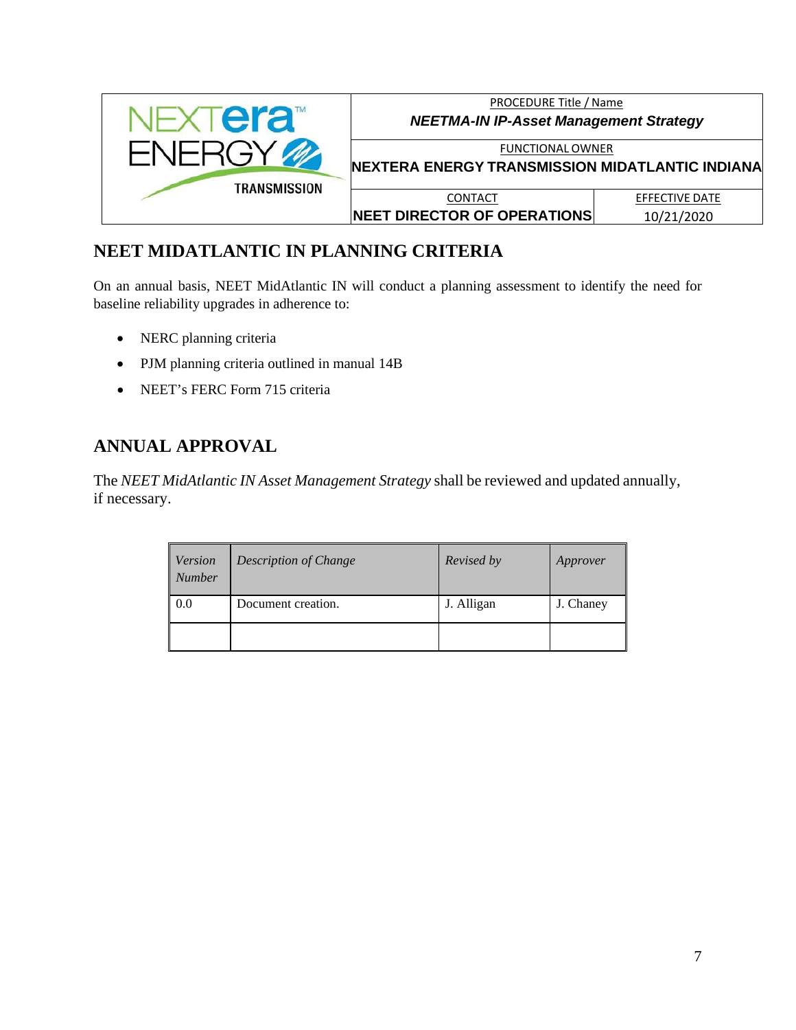## NEET MIDATLANTIC IN PLANNING CRITERIA

On an annual basis, NEET MidAtlantic IN will conduct a planning assessment to identify the need for baseline reliability upgrades in adherence to:

- NERC planning criteria
- PJM planning criteria outlined in manual 14B
- NEET's FERC Form 715 criteria

## ANNUAL APPROVAL

The *NEET MidAtlantic IN Asset Management Strategy* shall be reviewed and updated annually, if necessary.

| *Version Number* | *Description of Change* | *Revised by* | *Approver* |
|---|---|---|---|
| 0.0 | Document creation. | J. Alligan | J. Chaney |
| | | | |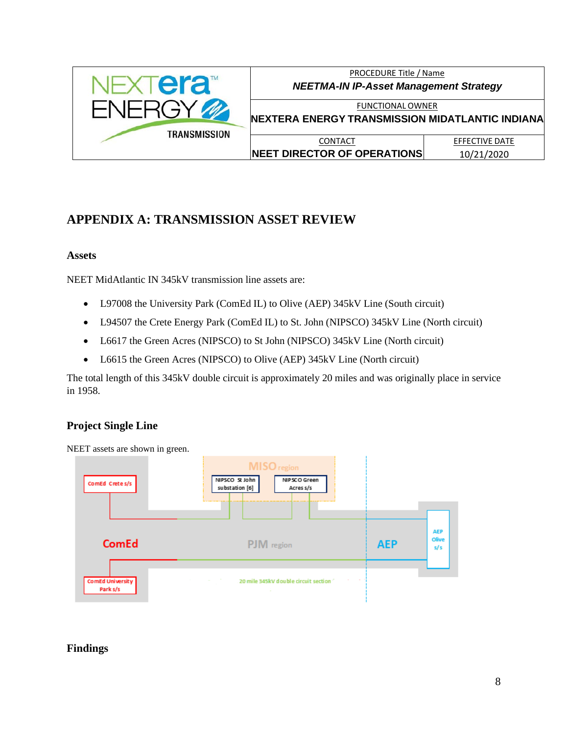## APPENDIX A: TRANSMISSION ASSET REVIEW

### Assets

NEET MidAtlantic IN 345kV transmission line assets are:

- L97008 the University Park (ComEd IL) to Olive (AEP) 345kV Line (South circuit)
- L94507 the Crete Energy Park (ComEd IL) to St. John (NIPSCO) 345kV Line (North circuit)
- L6617 the Green Acres (NIPSCO) to St John (NIPSCO) 345kV Line (North circuit)
- L6615 the Green Acres (NIPSCO) to Olive (AEP) 345kV Line (North circuit)

The total length of this 345kV double circuit is approximately 20 miles and was originally place in service in 1958.

### Project Single Line

NEET assets are shown in green.

### Findings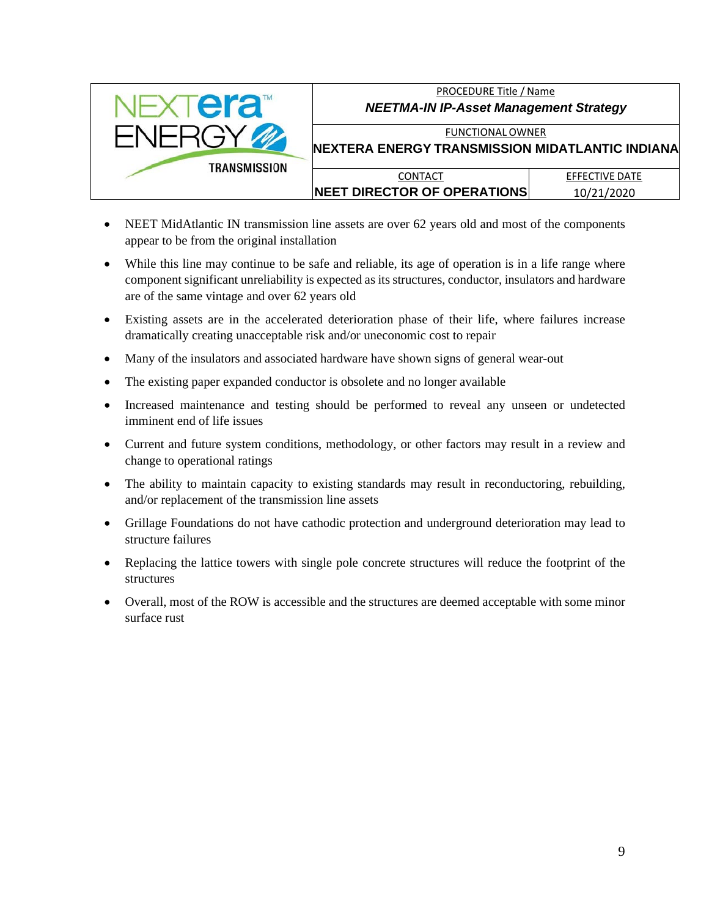- NEET MidAtlantic IN transmission line assets are over 62 years old and most of the components appear to be from the original installation
- While this line may continue to be safe and reliable, its age of operation is in a life range where component significant unreliability is expected as its structures, conductor, insulators and hardware are of the same vintage and over 62 years old
- Existing assets are in the accelerated deterioration phase of their life, where failures increase dramatically creating unacceptable risk and/or uneconomic cost to repair
- Many of the insulators and associated hardware have shown signs of general wear-out
- The existing paper expanded conductor is obsolete and no longer available
- Increased maintenance and testing should be performed to reveal any unseen or undetected imminent end of life issues
- Current and future system conditions, methodology, or other factors may result in a review and change to operational ratings
- The ability to maintain capacity to existing standards may result in reconductoring, rebuilding, and/or replacement of the transmission line assets
- Grillage Foundations do not have cathodic protection and underground deterioration may lead to structure failures
- Replacing the lattice towers with single pole concrete structures will reduce the footprint of the structures
- Overall, most of the ROW is accessible and the structures are deemed acceptable with some minor surface rust